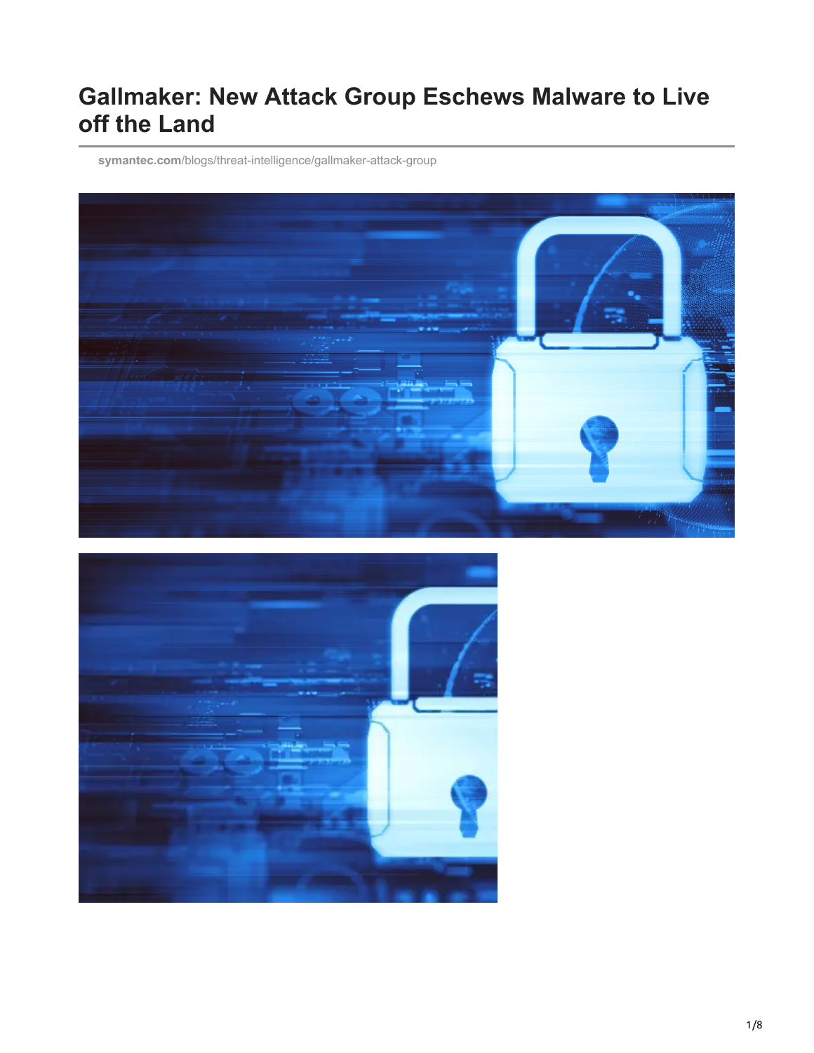# Gallmaker: New Attack Group Eschews Malware to Live off the Land

symantec.com/blogs/threat-intelligence/gallmaker-attack-group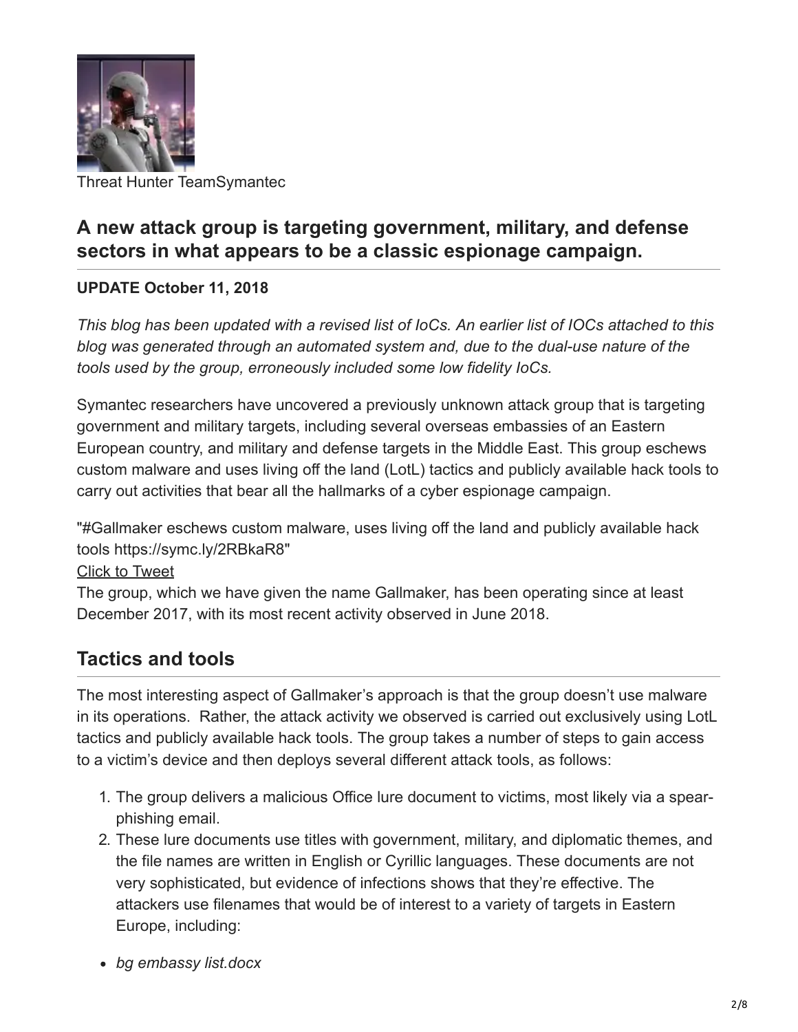Threat Hunter TeamSymantec

## A new attack group is targeting government, military, and defense sectors in what appears to be a classic espionage campaign.

**UPDATE October 11, 2018**

*This blog has been updated with a revised list of IoCs. An earlier list of IOCs attached to this blog was generated through an automated system and, due to the dual-use nature of the tools used by the group, erroneously included some low fidelity IoCs.*

Symantec researchers have uncovered a previously unknown attack group that is targeting government and military targets, including several overseas embassies of an Eastern European country, and military and defense targets in the Middle East. This group eschews custom malware and uses living off the land (LotL) tactics and publicly available hack tools to carry out activities that bear all the hallmarks of a cyber espionage campaign.

"#Gallmaker eschews custom malware, uses living off the land and publicly available hack tools https://symc.ly/2RBkaR8"
Click to Tweet
The group, which we have given the name Gallmaker, has been operating since at least December 2017, with its most recent activity observed in June 2018.

## Tactics and tools

The most interesting aspect of Gallmaker's approach is that the group doesn't use malware in its operations. Rather, the attack activity we observed is carried out exclusively using LotL tactics and publicly available hack tools. The group takes a number of steps to gain access to a victim's device and then deploys several different attack tools, as follows:

1. The group delivers a malicious Office lure document to victims, most likely via a spear-phishing email.
2. These lure documents use titles with government, military, and diplomatic themes, and the file names are written in English or Cyrillic languages. These documents are not very sophisticated, but evidence of infections shows that they're effective. The attackers use filenames that would be of interest to a variety of targets in Eastern Europe, including:

- *bg embassy list.docx*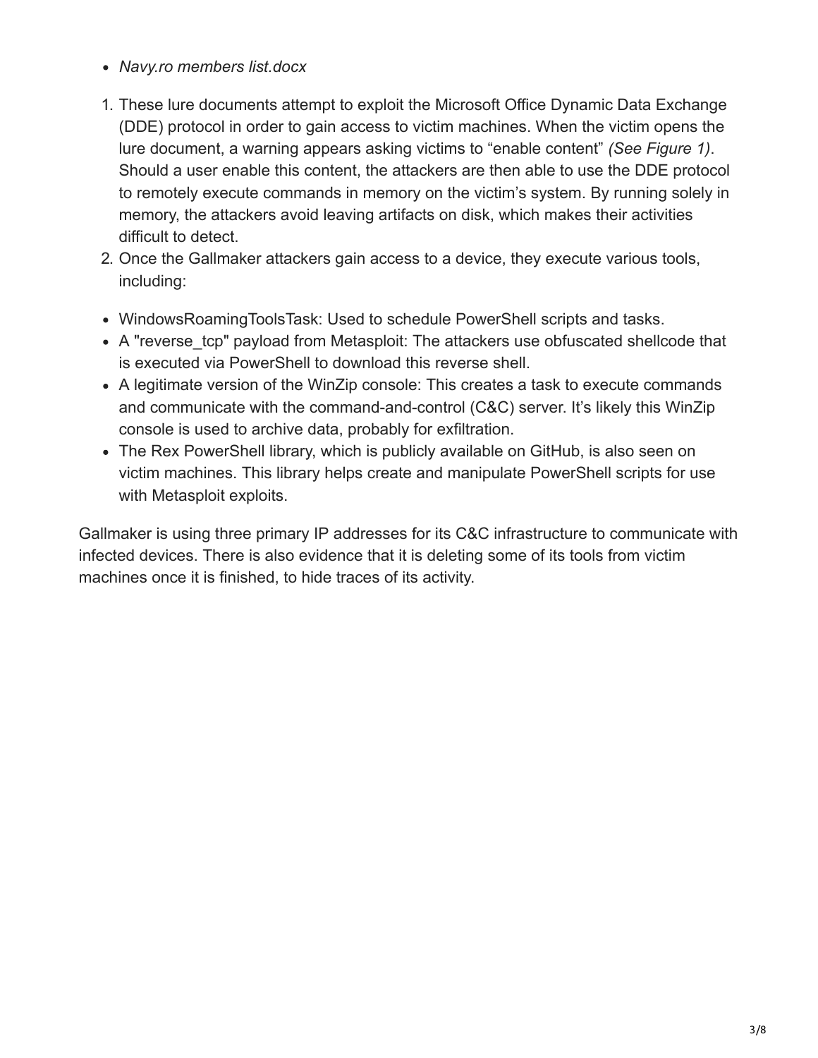- *Navy.ro members list.docx*

1. These lure documents attempt to exploit the Microsoft Office Dynamic Data Exchange (DDE) protocol in order to gain access to victim machines. When the victim opens the lure document, a warning appears asking victims to "enable content" *(See Figure 1)*. Should a user enable this content, the attackers are then able to use the DDE protocol to remotely execute commands in memory on the victim's system. By running solely in memory, the attackers avoid leaving artifacts on disk, which makes their activities difficult to detect.
2. Once the Gallmaker attackers gain access to a device, they execute various tools, including:

- WindowsRoamingToolsTask: Used to schedule PowerShell scripts and tasks.
- A "reverse_tcp" payload from Metasploit: The attackers use obfuscated shellcode that is executed via PowerShell to download this reverse shell.
- A legitimate version of the WinZip console: This creates a task to execute commands and communicate with the command-and-control (C&C) server. It's likely this WinZip console is used to archive data, probably for exfiltration.
- The Rex PowerShell library, which is publicly available on GitHub, is also seen on victim machines. This library helps create and manipulate PowerShell scripts for use with Metasploit exploits.

Gallmaker is using three primary IP addresses for its C&C infrastructure to communicate with infected devices. There is also evidence that it is deleting some of its tools from victim machines once it is finished, to hide traces of its activity.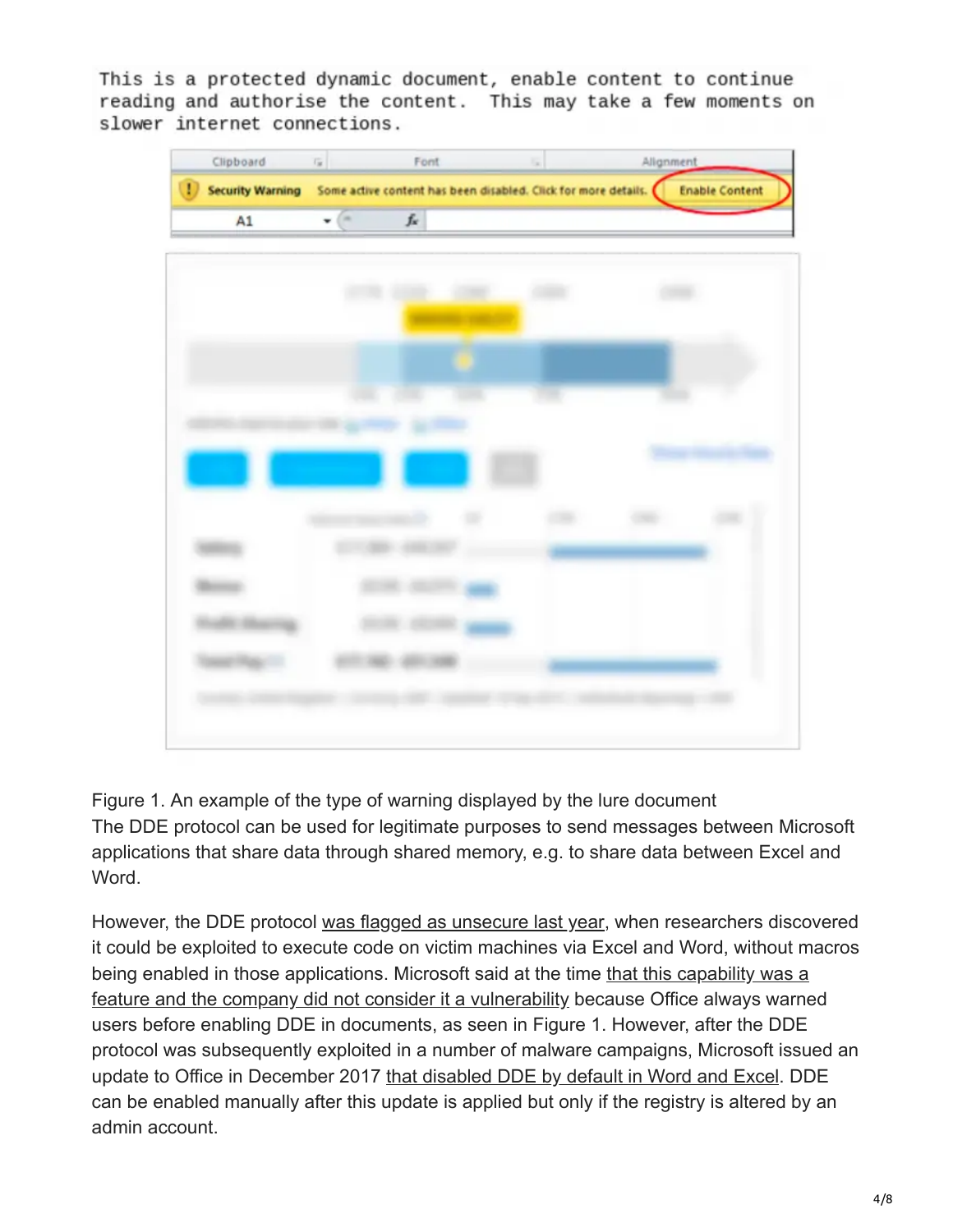```
This is a protected dynamic document, enable content to continue
reading and authorise the content.  This may take a few moments on
slower internet connections.
```

Figure 1. An example of the type of warning displayed by the lure document

The DDE protocol can be used for legitimate purposes to send messages between Microsoft applications that share data through shared memory, e.g. to share data between Excel and Word.

However, the DDE protocol was flagged as unsecure last year, when researchers discovered it could be exploited to execute code on victim machines via Excel and Word, without macros being enabled in those applications. Microsoft said at the time that this capability was a feature and the company did not consider it a vulnerability because Office always warned users before enabling DDE in documents, as seen in Figure 1. However, after the DDE protocol was subsequently exploited in a number of malware campaigns, Microsoft issued an update to Office in December 2017 that disabled DDE by default in Word and Excel. DDE can be enabled manually after this update is applied but only if the registry is altered by an admin account.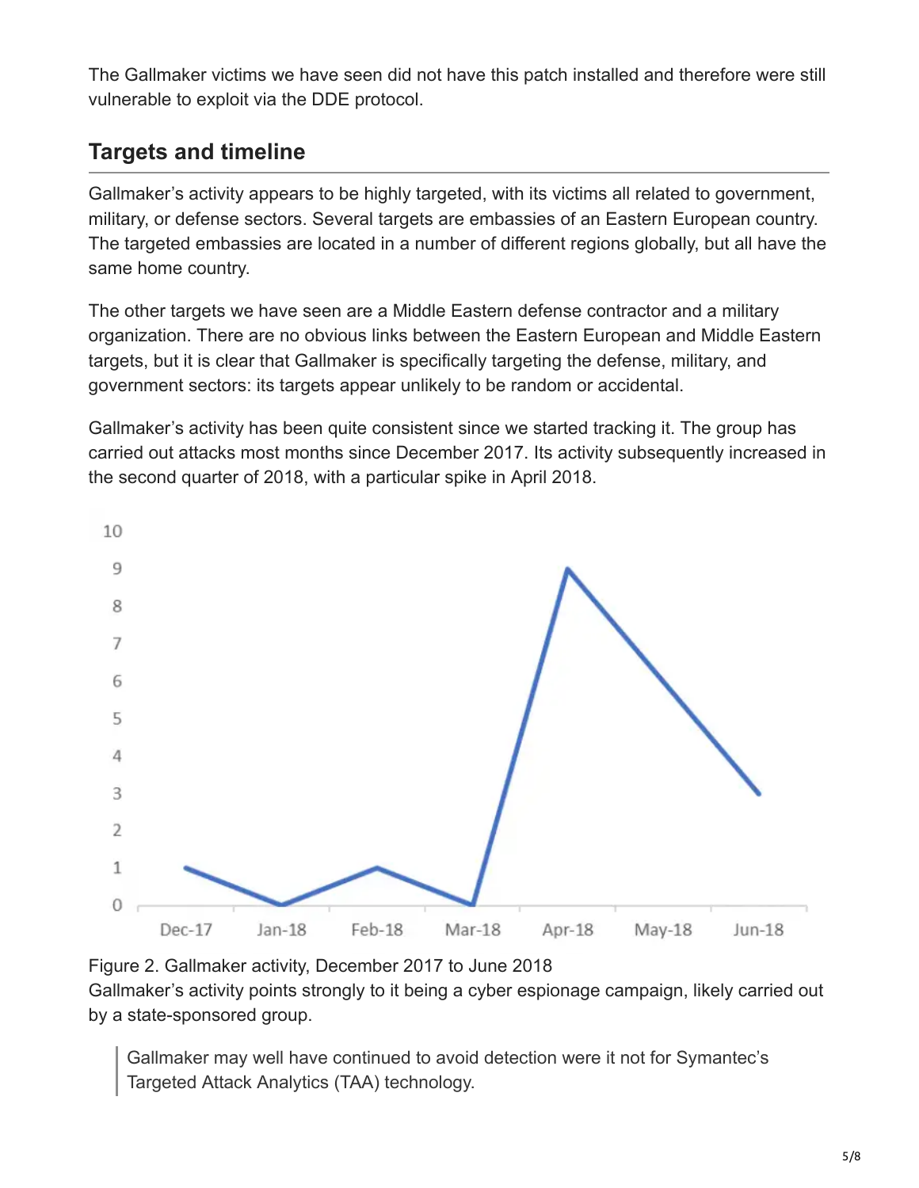The Gallmaker victims we have seen did not have this patch installed and therefore were still vulnerable to exploit via the DDE protocol.

## Targets and timeline

Gallmaker's activity appears to be highly targeted, with its victims all related to government, military, or defense sectors. Several targets are embassies of an Eastern European country. The targeted embassies are located in a number of different regions globally, but all have the same home country.

The other targets we have seen are a Middle Eastern defense contractor and a military organization. There are no obvious links between the Eastern European and Middle Eastern targets, but it is clear that Gallmaker is specifically targeting the defense, military, and government sectors: its targets appear unlikely to be random or accidental.

Gallmaker's activity has been quite consistent since we started tracking it. The group has carried out attacks most months since December 2017. Its activity subsequently increased in the second quarter of 2018, with a particular spike in April 2018.

Figure 2. Gallmaker activity, December 2017 to June 2018

Gallmaker's activity points strongly to it being a cyber espionage campaign, likely carried out by a state-sponsored group.

> Gallmaker may well have continued to avoid detection were it not for Symantec's Targeted Attack Analytics (TAA) technology.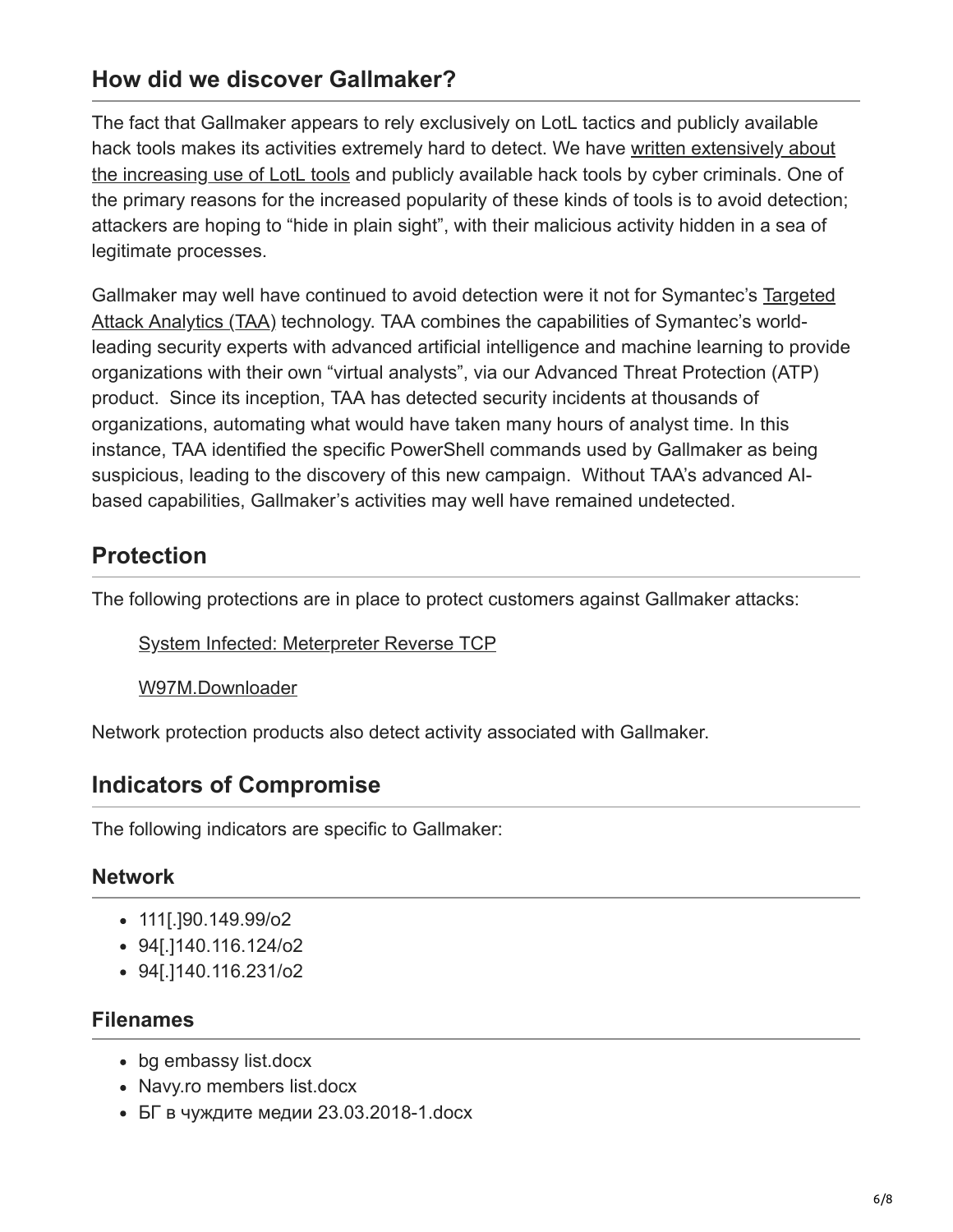## How did we discover Gallmaker?

The fact that Gallmaker appears to rely exclusively on LotL tactics and publicly available hack tools makes its activities extremely hard to detect. We have written extensively about the increasing use of LotL tools and publicly available hack tools by cyber criminals. One of the primary reasons for the increased popularity of these kinds of tools is to avoid detection; attackers are hoping to "hide in plain sight", with their malicious activity hidden in a sea of legitimate processes.

Gallmaker may well have continued to avoid detection were it not for Symantec's Targeted Attack Analytics (TAA) technology. TAA combines the capabilities of Symantec's world-leading security experts with advanced artificial intelligence and machine learning to provide organizations with their own "virtual analysts", via our Advanced Threat Protection (ATP) product. Since its inception, TAA has detected security incidents at thousands of organizations, automating what would have taken many hours of analyst time. In this instance, TAA identified the specific PowerShell commands used by Gallmaker as being suspicious, leading to the discovery of this new campaign. Without TAA's advanced AI-based capabilities, Gallmaker's activities may well have remained undetected.

## Protection

The following protections are in place to protect customers against Gallmaker attacks:

System Infected: Meterpreter Reverse TCP

W97M.Downloader

Network protection products also detect activity associated with Gallmaker.

## Indicators of Compromise

The following indicators are specific to Gallmaker:

### Network

- 111[.]90.149.99/o2
- 94[.]140.116.124/o2
- 94[.]140.116.231/o2

### Filenames

- bg embassy list.docx
- Navy.ro members list.docx
- БГ в чуждите медии 23.03.2018-1.docx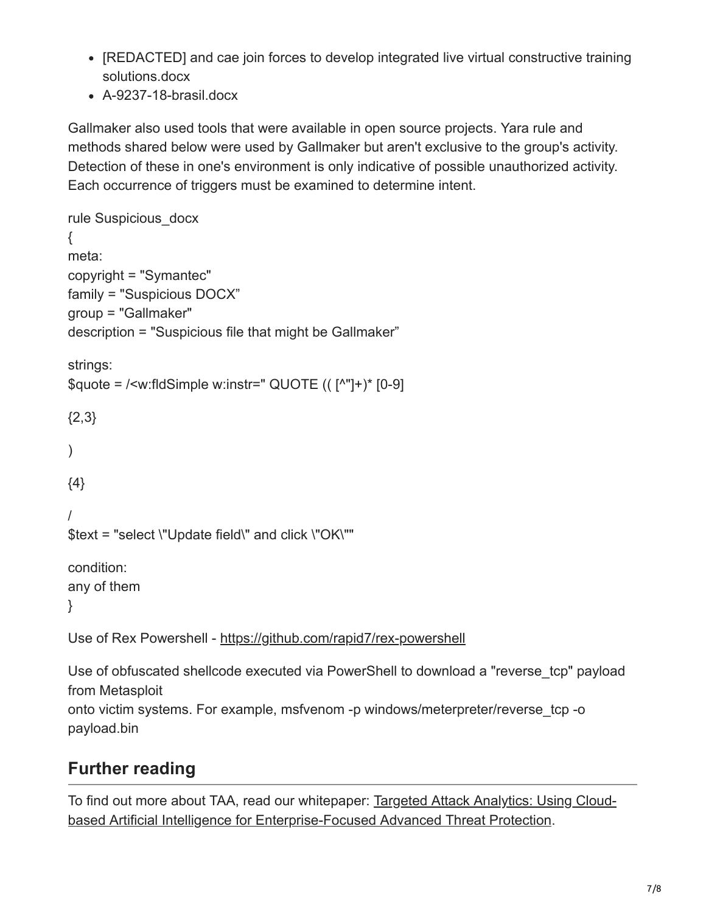- [REDACTED] and cae join forces to develop integrated live virtual constructive training solutions.docx
- A-9237-18-brasil.docx

Gallmaker also used tools that were available in open source projects. Yara rule and methods shared below were used by Gallmaker but aren't exclusive to the group's activity. Detection of these in one's environment is only indicative of possible unauthorized activity. Each occurrence of triggers must be examined to determine intent.

```
rule Suspicious_docx
{
meta:
copyright = "Symantec"
family = "Suspicious DOCX”
group = "Gallmaker"
description = "Suspicious file that might be Gallmaker”

strings:
$quote = /<w:fldSimple w:instr=" QUOTE (( [^"]+)* [0-9]

{2,3}

)

{4}

/
$text = "select \"Update field\" and click \"OK\""

condition:
any of them
}
```

Use of Rex Powershell - https://github.com/rapid7/rex-powershell

Use of obfuscated shellcode executed via PowerShell to download a "reverse_tcp" payload from Metasploit
onto victim systems. For example, msfvenom -p windows/meterpreter/reverse_tcp -o payload.bin

## Further reading

To find out more about TAA, read our whitepaper: Targeted Attack Analytics: Using Cloud-based Artificial Intelligence for Enterprise-Focused Advanced Threat Protection.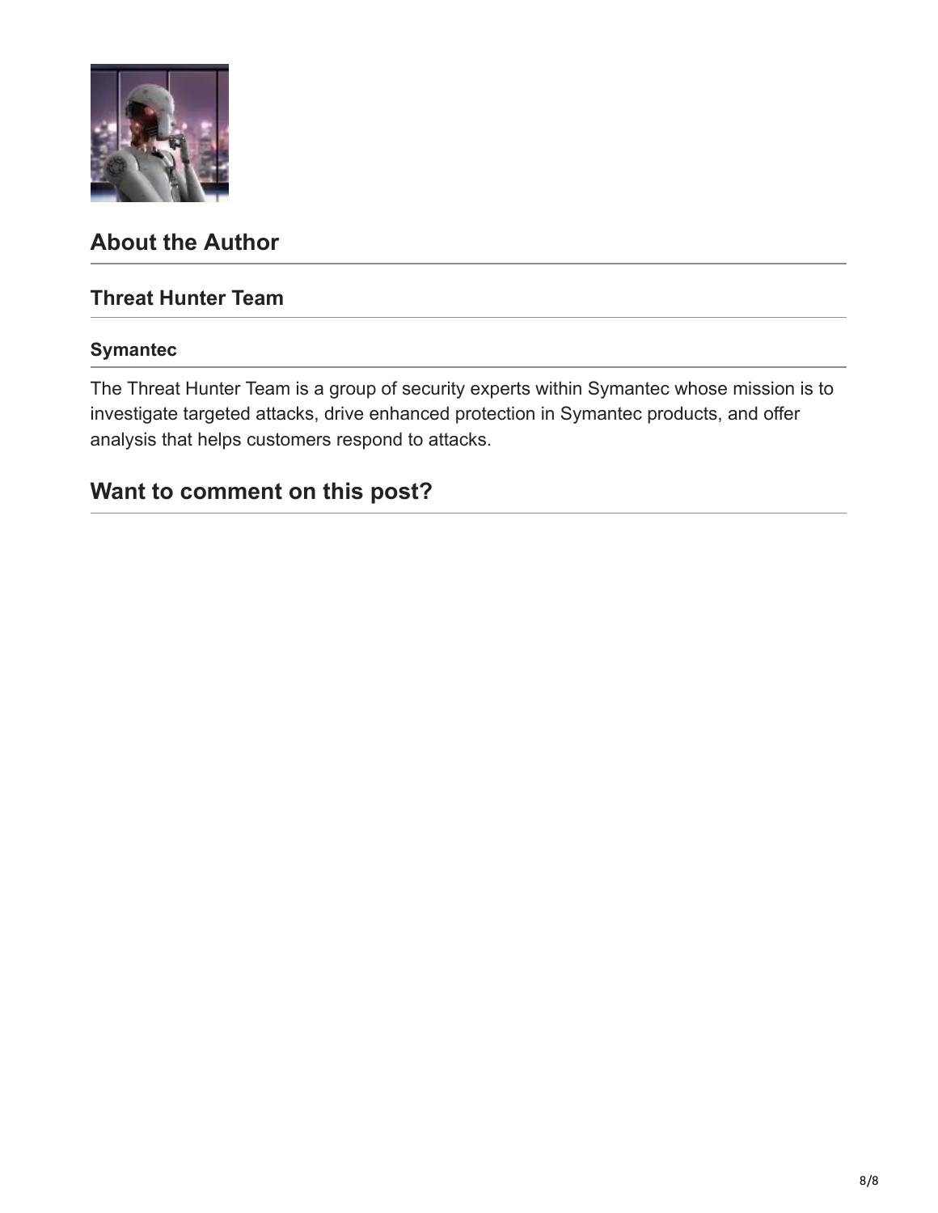## About the Author

### Threat Hunter Team

#### Symantec

The Threat Hunter Team is a group of security experts within Symantec whose mission is to investigate targeted attacks, drive enhanced protection in Symantec products, and offer analysis that helps customers respond to attacks.

## Want to comment on this post?